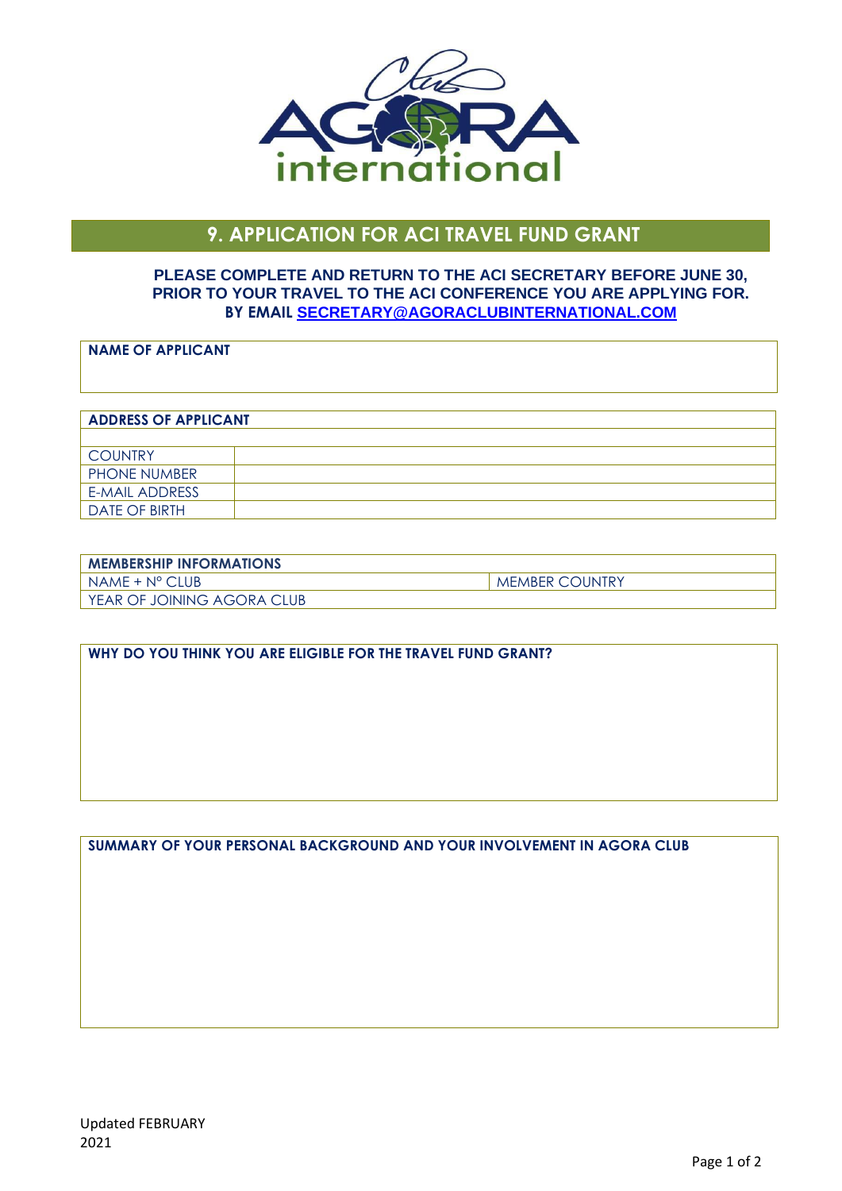# 9. APPLICATION FOR ACI TRAVEL FUND GRANT

**PLEASE COMPLETE AND RETURN TO THE ACI SECRETARY BEFORE JUNE 30, PRIOR TO YOUR TRAVEL TO THE ACI CONFERENCE YOU ARE APPLYING FOR. BY EMAIL SECRETARY@AGORACLUBINTERNATIONAL.COM**

| **NAME OF APPLICANT** |
|---|
| |

| **ADDRESS OF APPLICANT** | |
|---|---|
| | |
| COUNTRY | |
| PHONE NUMBER | |
| E-MAIL ADDRESS | |
| DATE OF BIRTH | |

| **MEMBERSHIP INFORMATIONS** | |
|---|---|
| NAME + N° CLUB | MEMBER COUNTRY |
| YEAR OF JOINING AGORA CLUB | |

| **WHY DO YOU THINK YOU ARE ELIGIBLE FOR THE TRAVEL FUND GRANT?** |
|---|
| |

| **SUMMARY OF YOUR PERSONAL BACKGROUND AND YOUR INVOLVEMENT IN AGORA CLUB** |
|---|
| |

Updated FEBRUARY 2021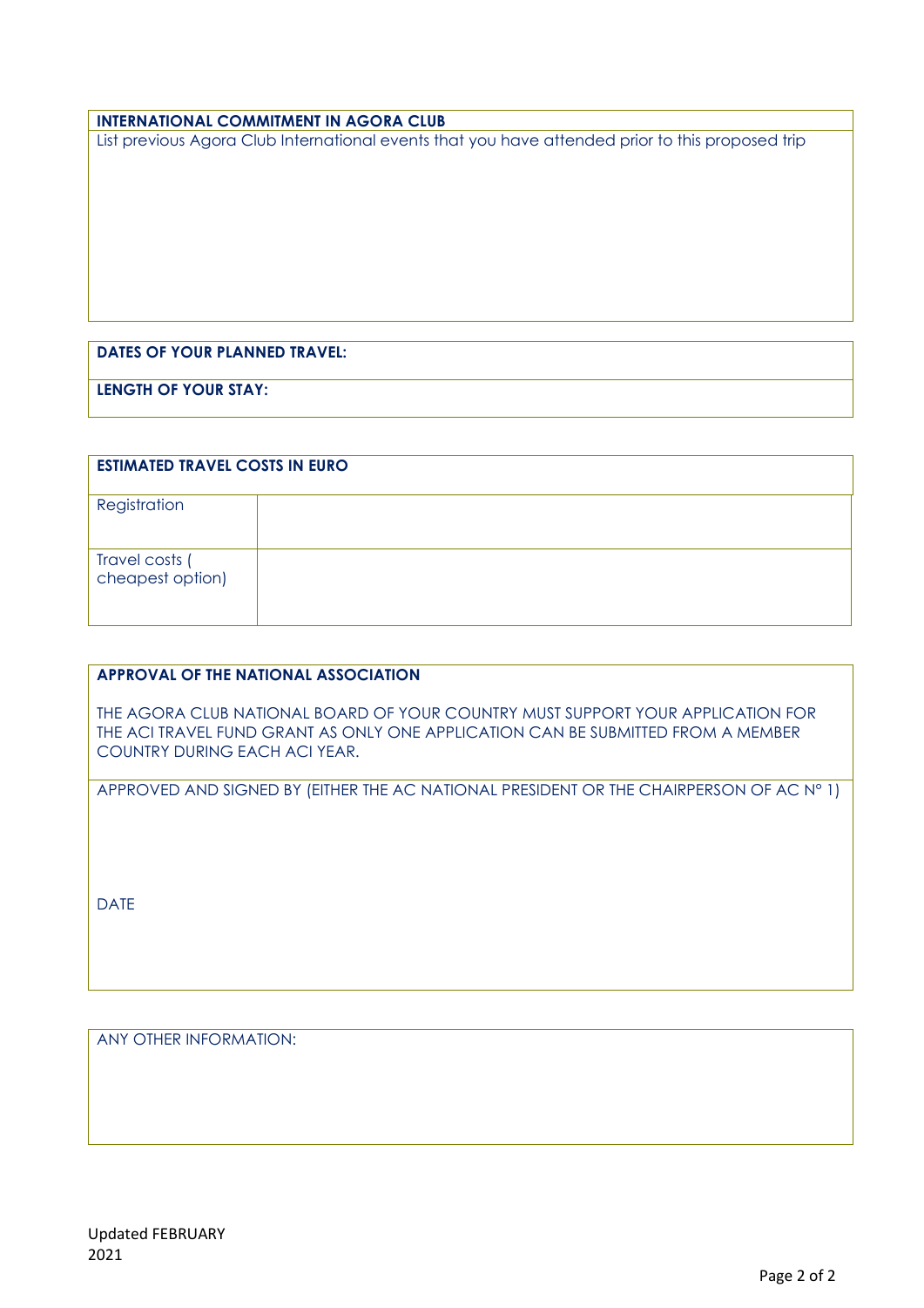**INTERNATIONAL COMMITMENT IN AGORA CLUB**

List previous Agora Club International events that you have attended prior to this proposed trip

**DATES OF YOUR PLANNED TRAVEL:**

**LENGTH OF YOUR STAY:**

| **ESTIMATED TRAVEL COSTS IN EURO** | |
|---|---|
| Registration | |
| Travel costs ( cheapest option) | |

**APPROVAL OF THE NATIONAL ASSOCIATION**

THE AGORA CLUB NATIONAL BOARD OF YOUR COUNTRY MUST SUPPORT YOUR APPLICATION FOR THE ACI TRAVEL FUND GRANT AS ONLY ONE APPLICATION CAN BE SUBMITTED FROM A MEMBER COUNTRY DURING EACH ACI YEAR.

APPROVED AND SIGNED BY (EITHER THE AC NATIONAL PRESIDENT OR THE CHAIRPERSON OF AC N° 1)

DATE

ANY OTHER INFORMATION:

Updated FEBRUARY 2021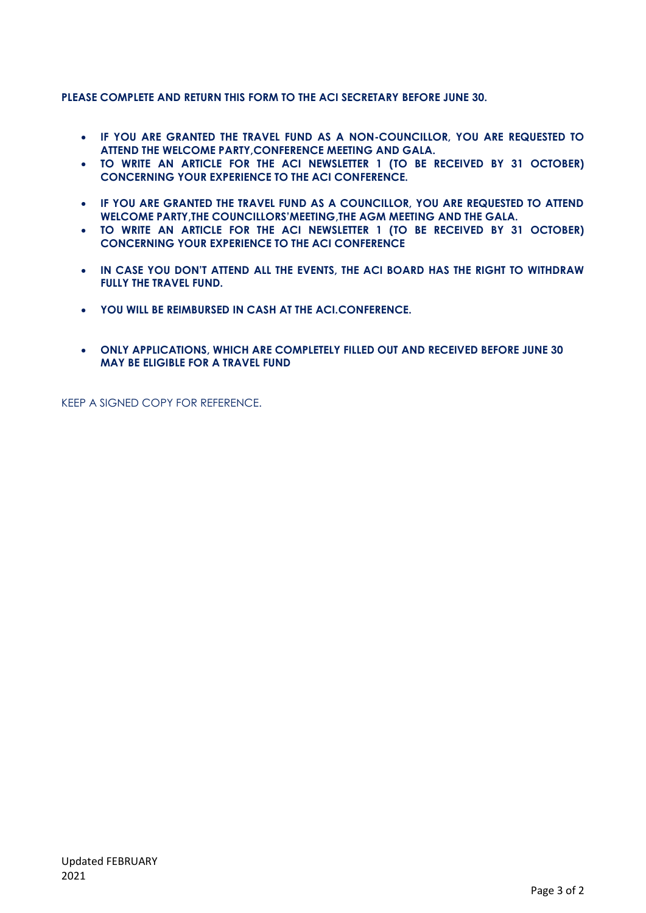**PLEASE COMPLETE AND RETURN THIS FORM TO THE ACI SECRETARY BEFORE JUNE 30.**

- **IF YOU ARE GRANTED THE TRAVEL FUND AS A NON-COUNCILLOR, YOU ARE REQUESTED TO ATTEND THE WELCOME PARTY,CONFERENCE MEETING AND GALA.**
- **TO WRITE AN ARTICLE FOR THE ACI NEWSLETTER 1 (TO BE RECEIVED BY 31 OCTOBER) CONCERNING YOUR EXPERIENCE TO THE ACI CONFERENCE.**

- **IF YOU ARE GRANTED THE TRAVEL FUND AS A COUNCILLOR, YOU ARE REQUESTED TO ATTEND WELCOME PARTY,THE COUNCILLORS'MEETING,THE AGM MEETING AND THE GALA.**
- **TO WRITE AN ARTICLE FOR THE ACI NEWSLETTER 1 (TO BE RECEIVED BY 31 OCTOBER) CONCERNING YOUR EXPERIENCE TO THE ACI CONFERENCE**

- **IN CASE YOU DON'T ATTEND ALL THE EVENTS, THE ACI BOARD HAS THE RIGHT TO WITHDRAW FULLY THE TRAVEL FUND.**

- **YOU WILL BE REIMBURSED IN CASH AT THE ACI.CONFERENCE.**

- **ONLY APPLICATIONS, WHICH ARE COMPLETELY FILLED OUT AND RECEIVED BEFORE JUNE 30 MAY BE ELIGIBLE FOR A TRAVEL FUND**

KEEP A SIGNED COPY FOR REFERENCE.

Updated FEBRUARY 2021